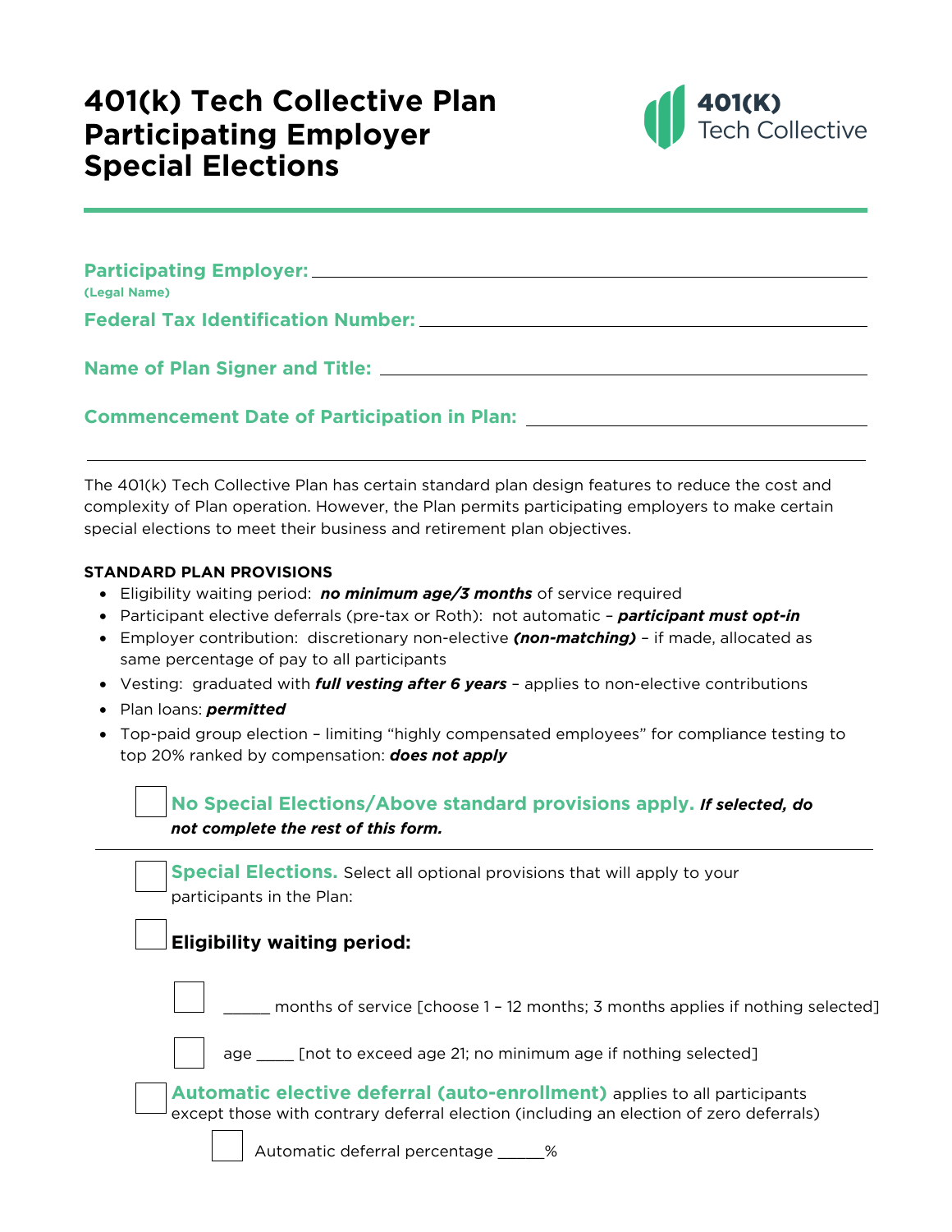# 401(k) Tech Collective Plan Participating Employer Special Elections

**Participating Employer:** ____________________________
**(Legal Name)**

**Federal Tax Identification Number:** ____________________________

**Name of Plan Signer and Title:** ____________________________

**Commencement Date of Participation in Plan:** ____________________________

---

The 401(k) Tech Collective Plan has certain standard plan design features to reduce the cost and complexity of Plan operation. However, the Plan permits participating employers to make certain special elections to meet their business and retirement plan objectives.

**STANDARD PLAN PROVISIONS**

- Eligibility waiting period: ***no minimum age/3 months*** of service required
- Participant elective deferrals (pre-tax or Roth): not automatic – ***participant must opt-in***
- Employer contribution: discretionary non-elective ***(non-matching)*** – if made, allocated as same percentage of pay to all participants
- Vesting: graduated with ***full vesting after 6 years*** – applies to non-elective contributions
- Plan loans: ***permitted***
- Top-paid group election – limiting "highly compensated employees" for compliance testing to top 20% ranked by compensation: ***does not apply***

☐ **No Special Elections/Above standard provisions apply.** ***If selected, do not complete the rest of this form.***

---

☐ **Special Elections.** Select all optional provisions that will apply to your participants in the Plan:

☐ **Eligibility waiting period:**

☐ _____ months of service [choose 1 – 12 months; 3 months applies if nothing selected]

☐ age ____ [not to exceed age 21; no minimum age if nothing selected]

☐ **Automatic elective deferral (auto-enrollment)** applies to all participants except those with contrary deferral election (including an election of zero deferrals)

☐ Automatic deferral percentage _____%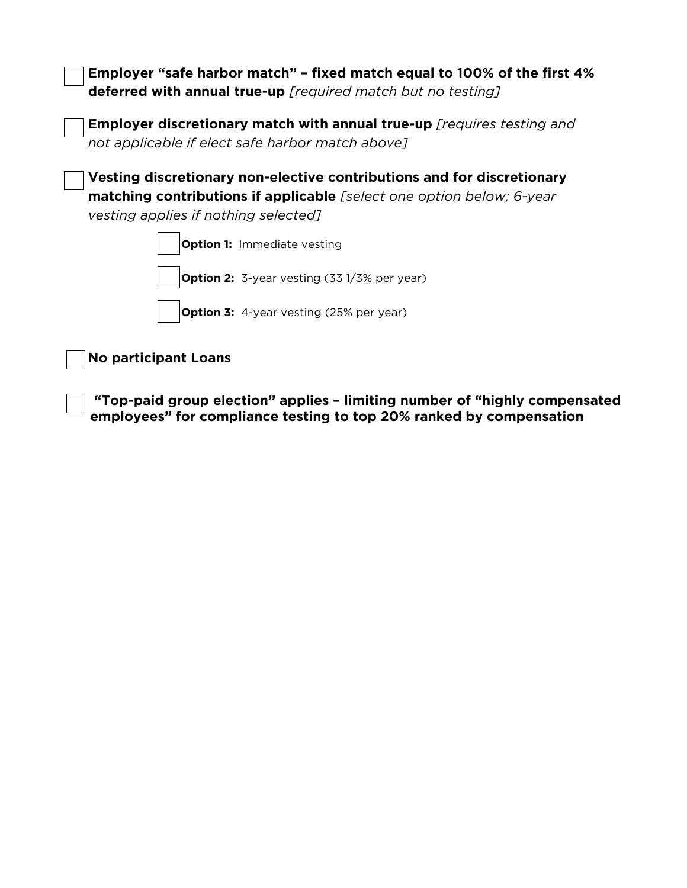- [ ] **Employer "safe harbor match" – fixed match equal to 100% of the first 4% deferred with annual true-up** *[required match but no testing]*

- [ ] **Employer discretionary match with annual true-up** *[requires testing and not applicable if elect safe harbor match above]*

- [ ] **Vesting discretionary non-elective contributions and for discretionary matching contributions if applicable** *[select one option below; 6-year vesting applies if nothing selected]*

  - [ ] **Option 1:** Immediate vesting
  - [ ] **Option 2:** 3-year vesting (33 1/3% per year)
  - [ ] **Option 3:** 4-year vesting (25% per year)

- [ ] **No participant Loans**

- [ ] **"Top-paid group election" applies – limiting number of "highly compensated employees" for compliance testing to top 20% ranked by compensation**